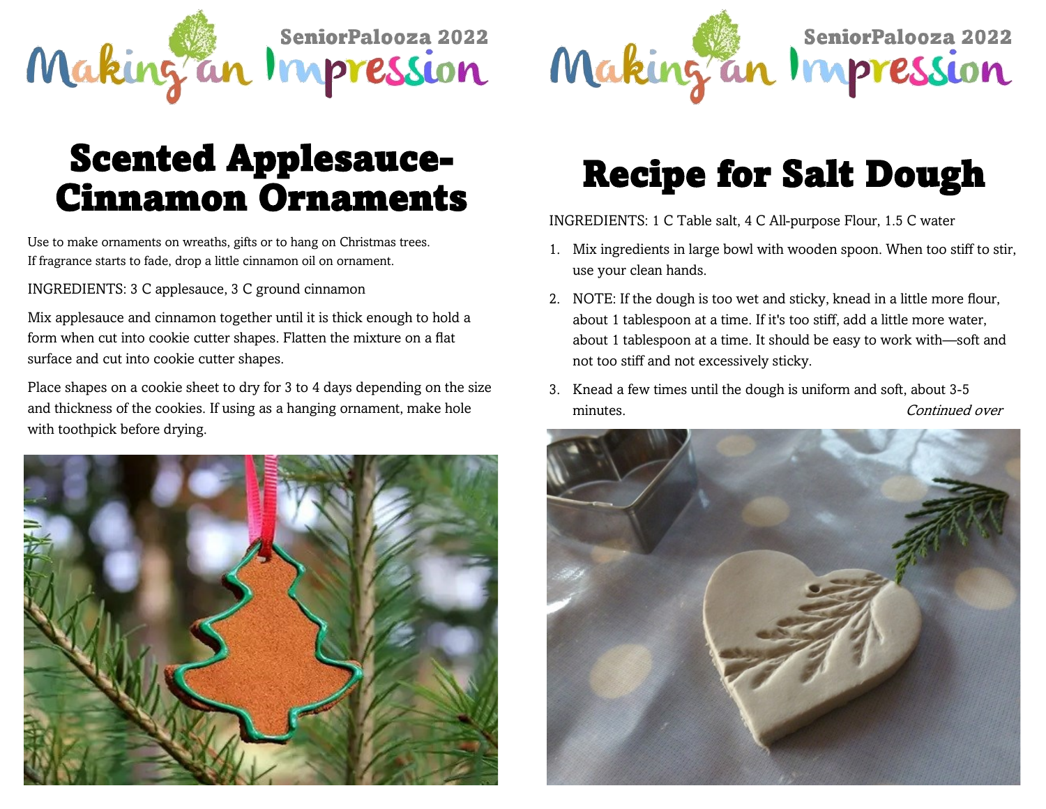SeniorPalooza 2022

Making an Impression

# Scented Applesauce-Cinnamon Ornaments

Use to make ornaments on wreaths, gifts or to hang on Christmas trees.
If fragrance starts to fade, drop a little cinnamon oil on ornament.

INGREDIENTS: 3 C applesauce, 3 C ground cinnamon

Mix applesauce and cinnamon together until it is thick enough to hold a form when cut into cookie cutter shapes. Flatten the mixture on a flat surface and cut into cookie cutter shapes.

Place shapes on a cookie sheet to dry for 3 to 4 days depending on the size and thickness of the cookies. If using as a hanging ornament, make hole with toothpick before drying.

SeniorPalooza 2022

Making an Impression

# Recipe for Salt Dough

INGREDIENTS: 1 C Table salt, 4 C All-purpose Flour, 1.5 C water

1. Mix ingredients in large bowl with wooden spoon. When too stiff to stir, use your clean hands.
2. NOTE: If the dough is too wet and sticky, knead in a little more flour, about 1 tablespoon at a time. If it's too stiff, add a little more water, about 1 tablespoon at a time. It should be easy to work with—soft and not too stiff and not excessively sticky.
3. Knead a few times until the dough is uniform and soft, about 3-5 minutes.

*Continued over*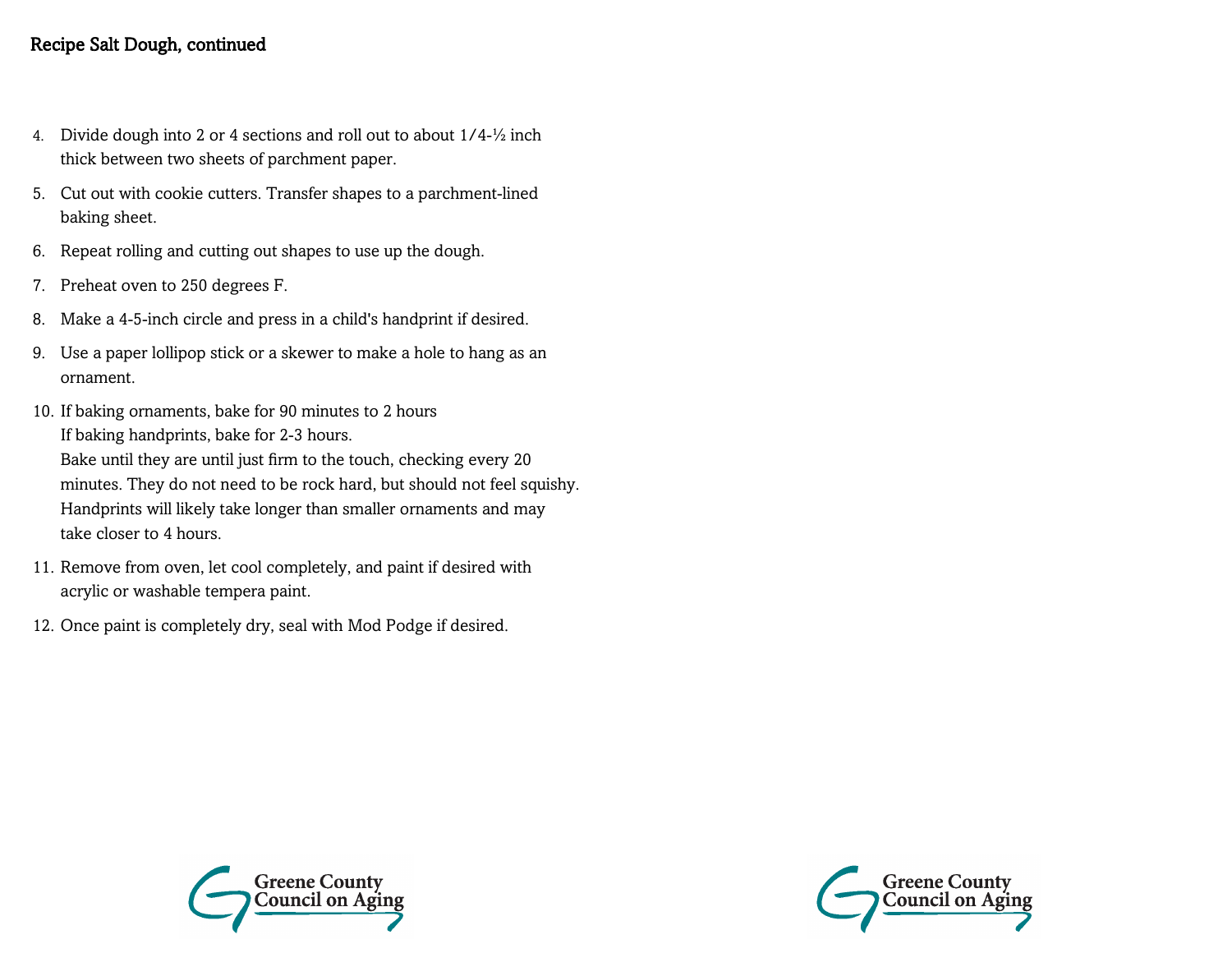**Recipe Salt Dough, continued**

4. Divide dough into 2 or 4 sections and roll out to about 1/4-½ inch thick between two sheets of parchment paper.
5. Cut out with cookie cutters. Transfer shapes to a parchment-lined baking sheet.
6. Repeat rolling and cutting out shapes to use up the dough.
7. Preheat oven to 250 degrees F.
8. Make a 4-5-inch circle and press in a child's handprint if desired.
9. Use a paper lollipop stick or a skewer to make a hole to hang as an ornament.
10. If baking ornaments, bake for 90 minutes to 2 hours
    If baking handprints, bake for 2-3 hours.
    Bake until they are until just firm to the touch, checking every 20 minutes. They do not need to be rock hard, but should not feel squishy. Handprints will likely take longer than smaller ornaments and may take closer to 4 hours.
11. Remove from oven, let cool completely, and paint if desired with acrylic or washable tempera paint.
12. Once paint is completely dry, seal with Mod Podge if desired.

Greene County Council on Aging

Greene County Council on Aging